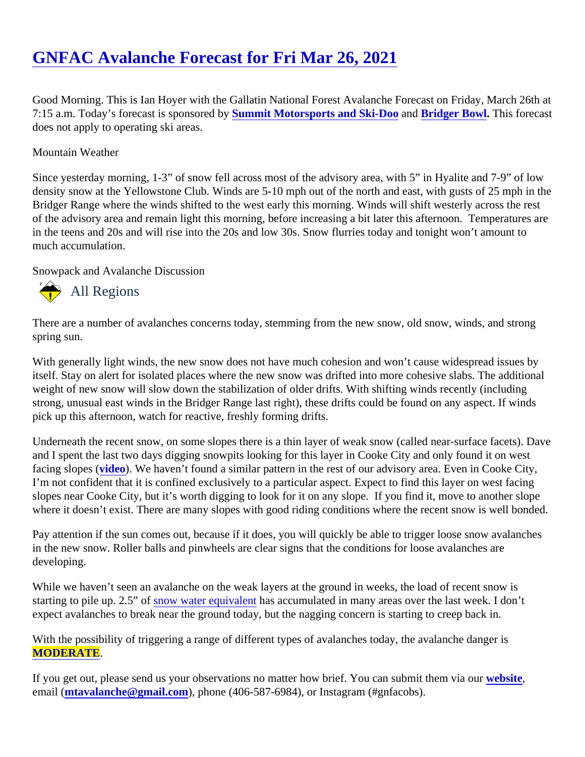# GNFAC Avalanche Forecast for Fri Mar 26, 2021

Good Morning. This is Ian Hoyer with the Gallatin National Forest Avalanche Forecast on Friday, March 26th at 7:15 a.m. Today's forecast is sponsored by **Summit Motorsports and Ski-Doo** and **Bridger Bowl.** This forecast does not apply to operating ski areas.

Mountain Weather

Since yesterday morning, 1-3" of snow fell across most of the advisory area, with 5" in Hyalite and 7-9" of low density snow at the Yellowstone Club. Winds are 5-10 mph out of the north and east, with gusts of 25 mph in the Bridger Range where the winds shifted to the west early this morning. Winds will shift westerly across the rest of the advisory area and remain light this morning, before increasing a bit later this afternoon. Temperatures are in the teens and 20s and will rise into the 20s and low 30s. Snow flurries today and tonight won't amount to much accumulation.

Snowpack and Avalanche Discussion

## All Regions

There are a number of avalanches concerns today, stemming from the new snow, old snow, winds, and strong spring sun.

With generally light winds, the new snow does not have much cohesion and won't cause widespread issues by itself. Stay on alert for isolated places where the new snow was drifted into more cohesive slabs. The additional weight of new snow will slow down the stabilization of older drifts. With shifting winds recently (including strong, unusual east winds in the Bridger Range last right), these drifts could be found on any aspect. If winds pick up this afternoon, watch for reactive, freshly forming drifts.

Underneath the recent snow, on some slopes there is a thin layer of weak snow (called near-surface facets). Dave and I spent the last two days digging snowpits looking for this layer in Cooke City and only found it on west facing slopes (**video**). We haven't found a similar pattern in the rest of our advisory area. Even in Cooke City, I'm not confident that it is confined exclusively to a particular aspect. Expect to find this layer on west facing slopes near Cooke City, but it's worth digging to look for it on any slope. If you find it, move to another slope where it doesn't exist. There are many slopes with good riding conditions where the recent snow is well bonded.

Pay attention if the sun comes out, because if it does, you will quickly be able to trigger loose snow avalanches in the new snow. Roller balls and pinwheels are clear signs that the conditions for loose avalanches are developing.

While we haven't seen an avalanche on the weak layers at the ground in weeks, the load of recent snow is starting to pile up. 2.5" of snow water equivalent has accumulated in many areas over the last week. I don't expect avalanches to break near the ground today, but the nagging concern is starting to creep back in.

With the possibility of triggering a range of different types of avalanches today, the avalanche danger is **MODERATE**.

If you get out, please send us your observations no matter how brief. You can submit them via our **website**, email (**mtavalanche@gmail.com**), phone (406-587-6984), or Instagram (#gnfacobs).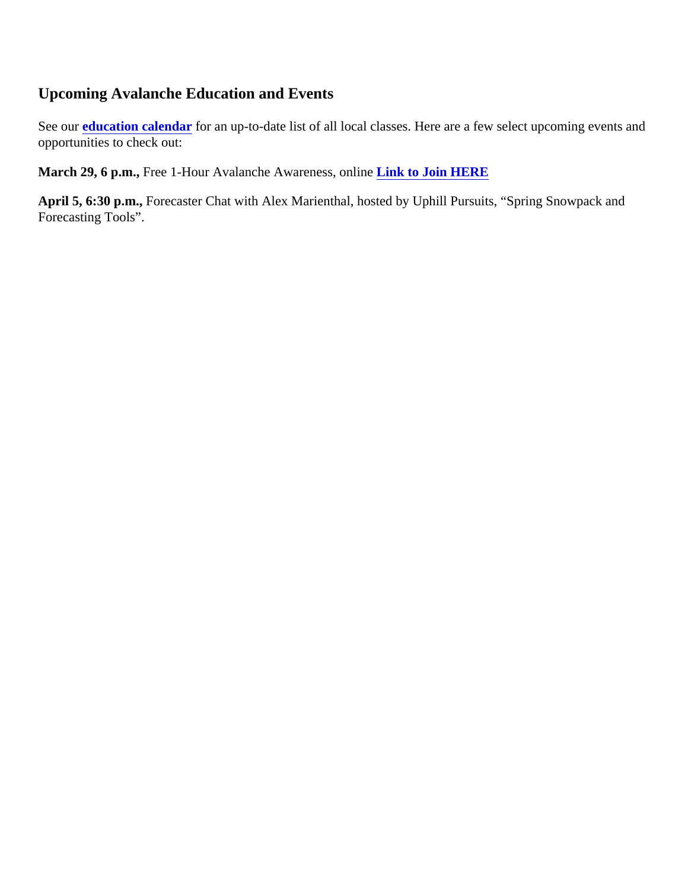## Upcoming Avalanche Education and Events

See our **education calendar** for an up-to-date list of all local classes. Here are a few select upcoming events and opportunities to check out:

**March 29, 6 p.m.,** Free 1-Hour Avalanche Awareness, online **Link to Join HERE**

**April 5, 6:30 p.m.,** Forecaster Chat with Alex Marienthal, hosted by Uphill Pursuits, "Spring Snowpack and Forecasting Tools".